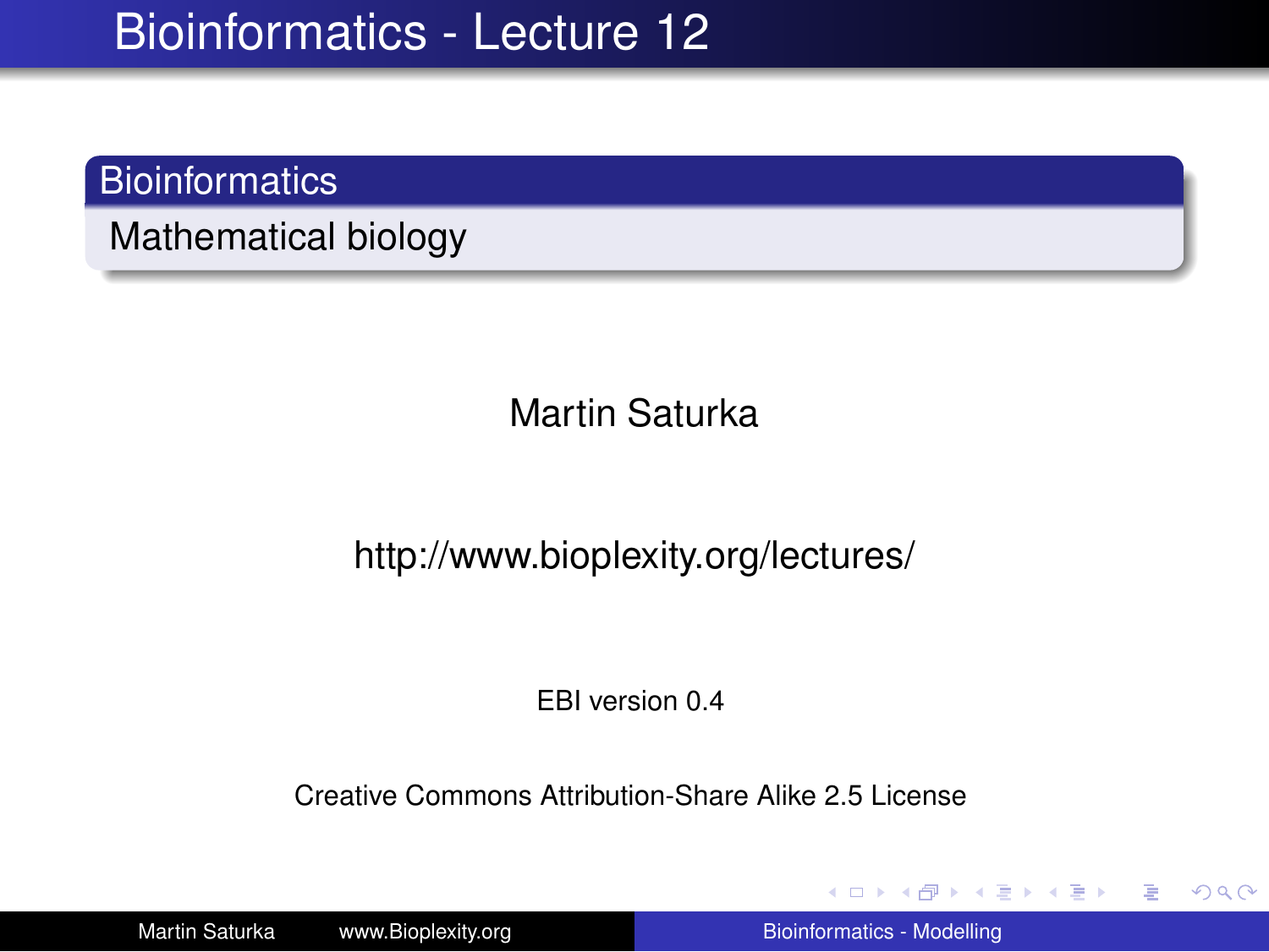# Bioinformatics - Lecture 12

## Bioinformatics

Mathematical biology

Martin Saturka

http://www.bioplexity.org/lectures/

EBI version 0.4

Creative Commons Attribution-Share Alike 2.5 License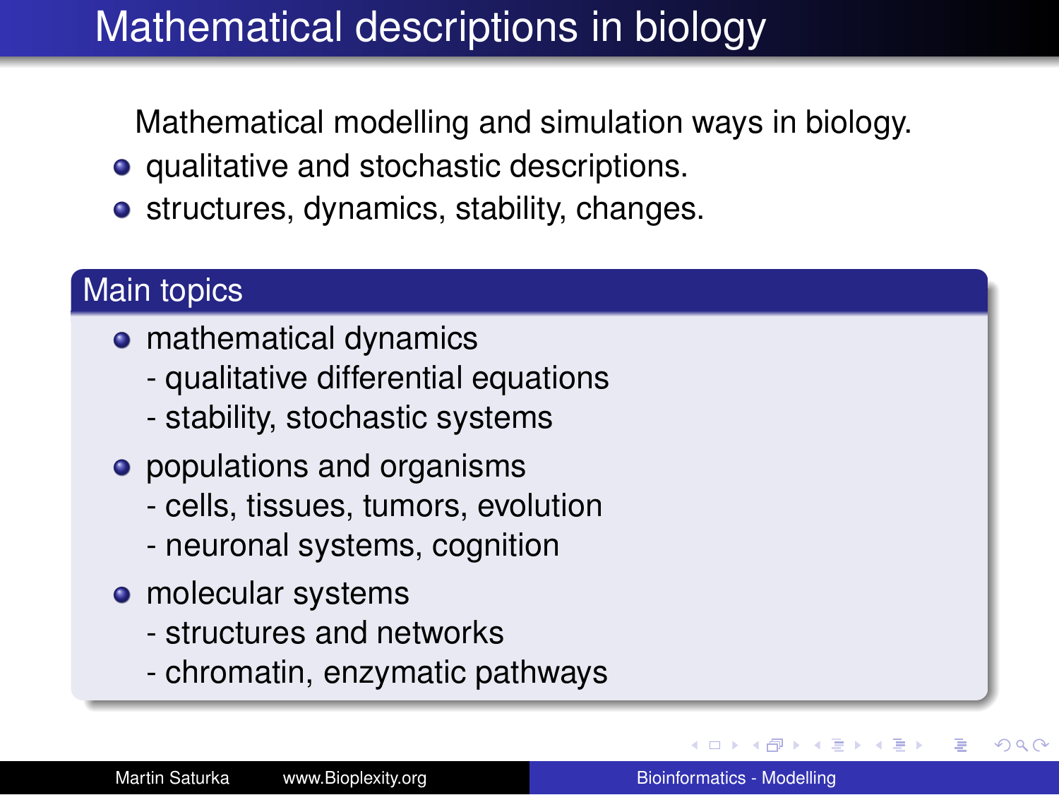# Mathematical descriptions in biology

Mathematical modelling and simulation ways in biology.

- qualitative and stochastic descriptions.
- structures, dynamics, stability, changes.

## Main topics

- mathematical dynamics
  - qualitative differential equations
  - stability, stochastic systems
- populations and organisms
  - cells, tissues, tumors, evolution
  - neuronal systems, cognition
- molecular systems
  - structures and networks
  - chromatin, enzymatic pathways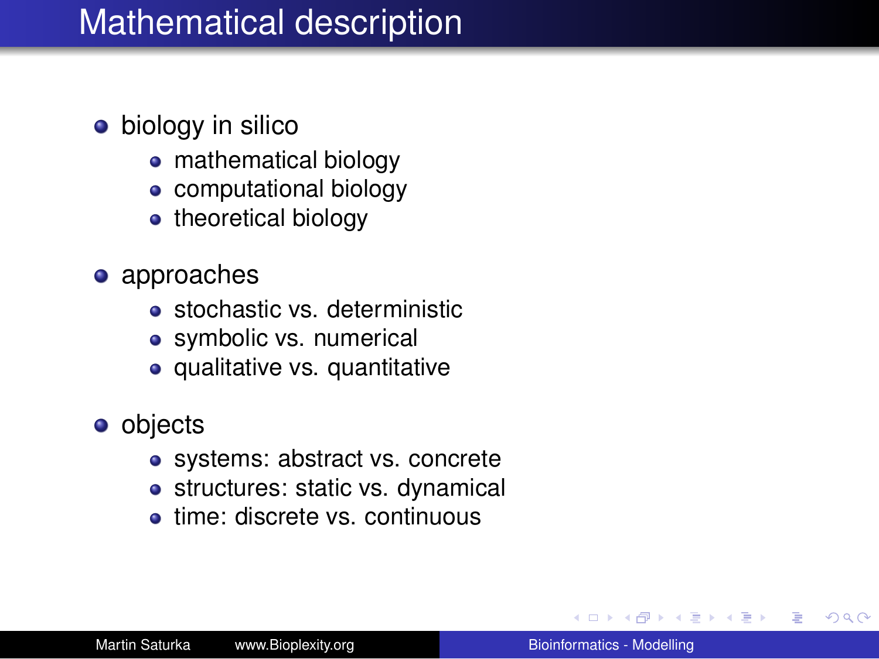# Mathematical description

- biology in silico
  - mathematical biology
  - computational biology
  - theoretical biology
- approaches
  - stochastic vs. deterministic
  - symbolic vs. numerical
  - qualitative vs. quantitative
- objects
  - systems: abstract vs. concrete
  - structures: static vs. dynamical
  - time: discrete vs. continuous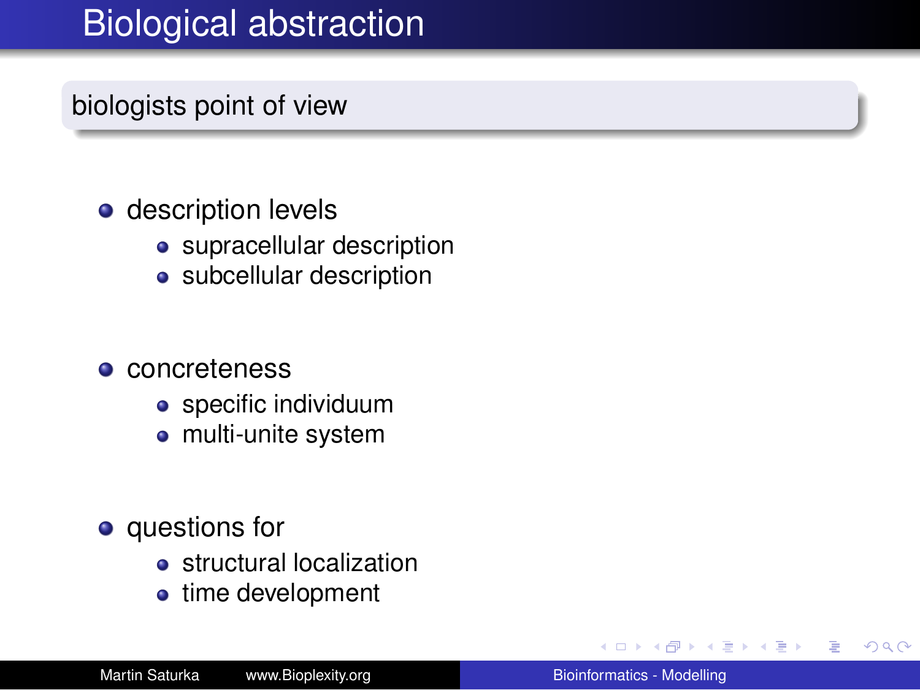# Biological abstraction

## biologists point of view

- description levels
  - supracellular description
  - subcellular description
- concreteness
  - specific individuum
  - multi-unite system
- questions for
  - structural localization
  - time development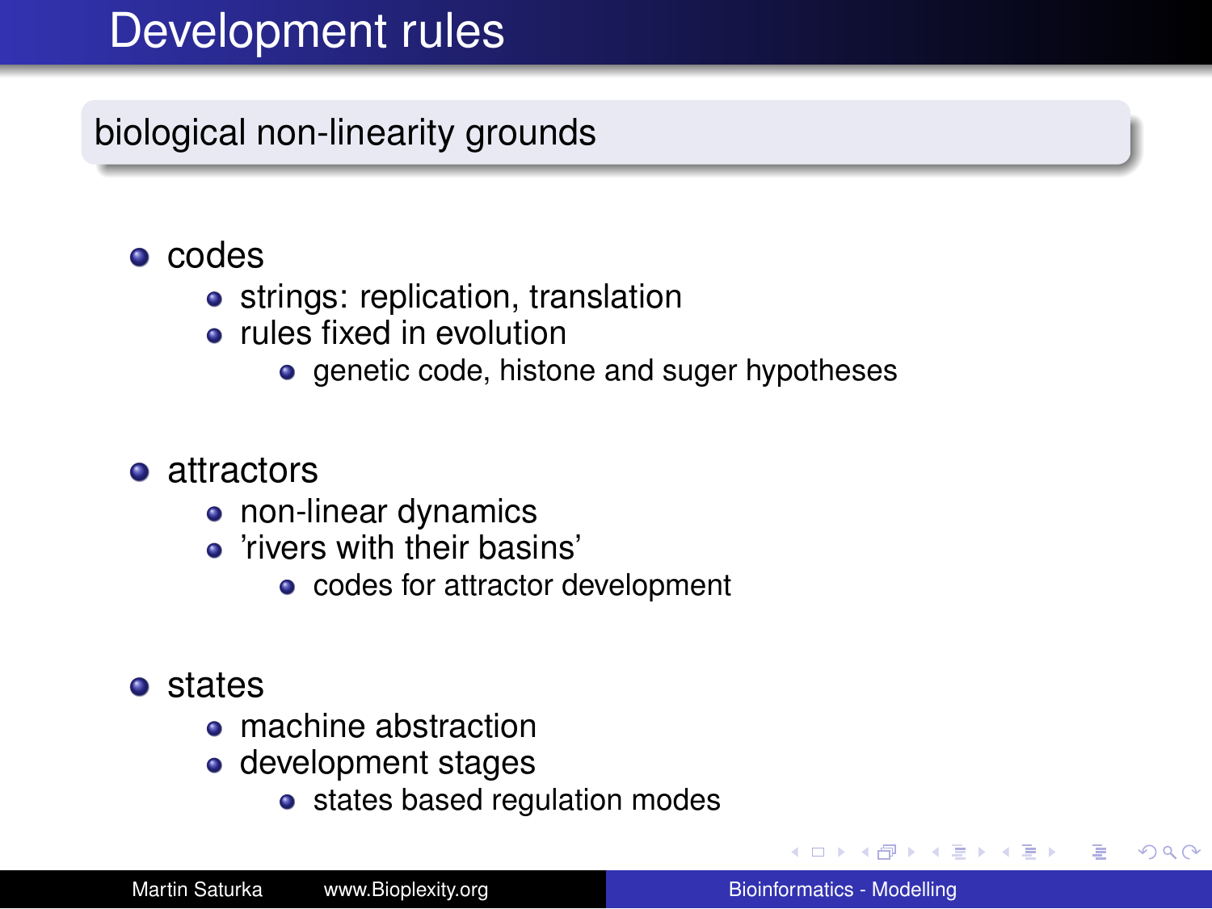# Development rules

## biological non-linearity grounds

- codes
  - strings: replication, translation
  - rules fixed in evolution
    - genetic code, histone and suger hypotheses

- attractors
  - non-linear dynamics
  - 'rivers with their basins'
    - codes for attractor development

- states
  - machine abstraction
  - development stages
    - states based regulation modes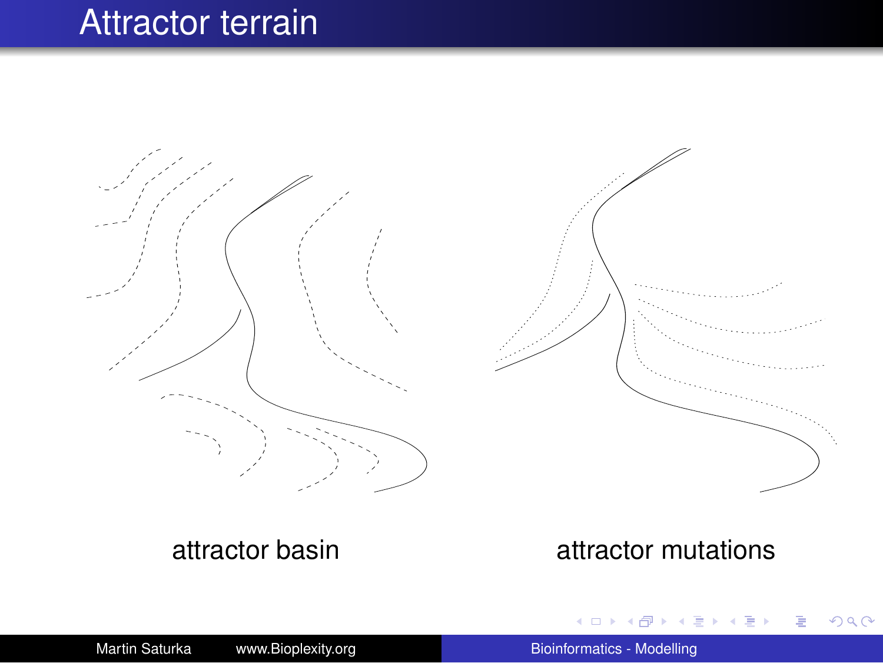# Attractor terrain

attractor basin

attractor mutations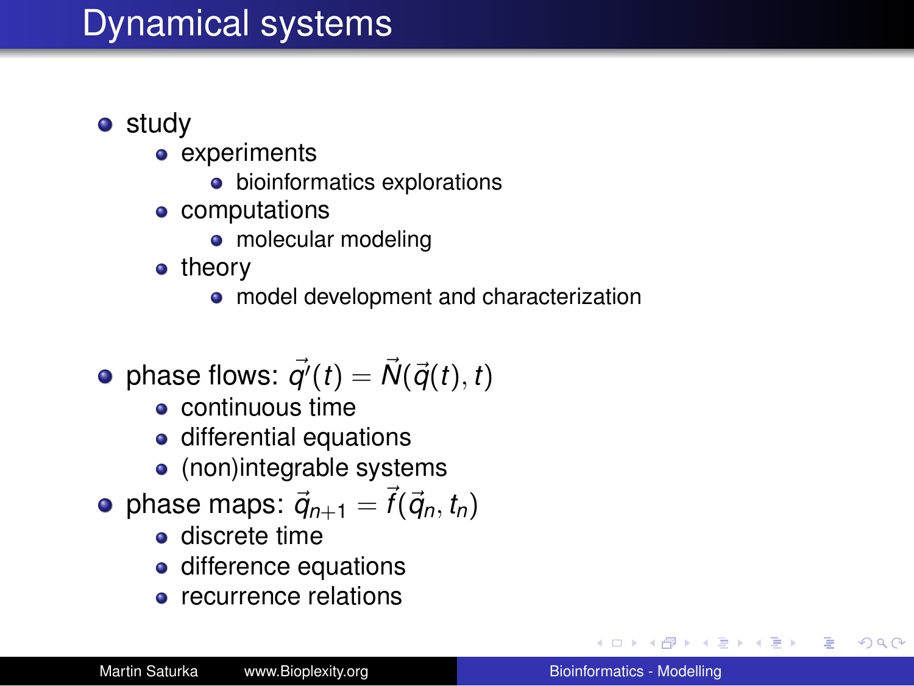# Dynamical systems

- study
  - experiments
    - bioinformatics explorations
  - computations
    - molecular modeling
  - theory
    - model development and characterization

- phase flows: $\vec{q}'(t) = \vec{N}(\vec{q}(t), t)$
  - continuous time
  - differential equations
  - (non)integrable systems
- phase maps: $\vec{q}_{n+1} = \vec{f}(\vec{q}_n, t_n)$
  - discrete time
  - difference equations
  - recurrence relations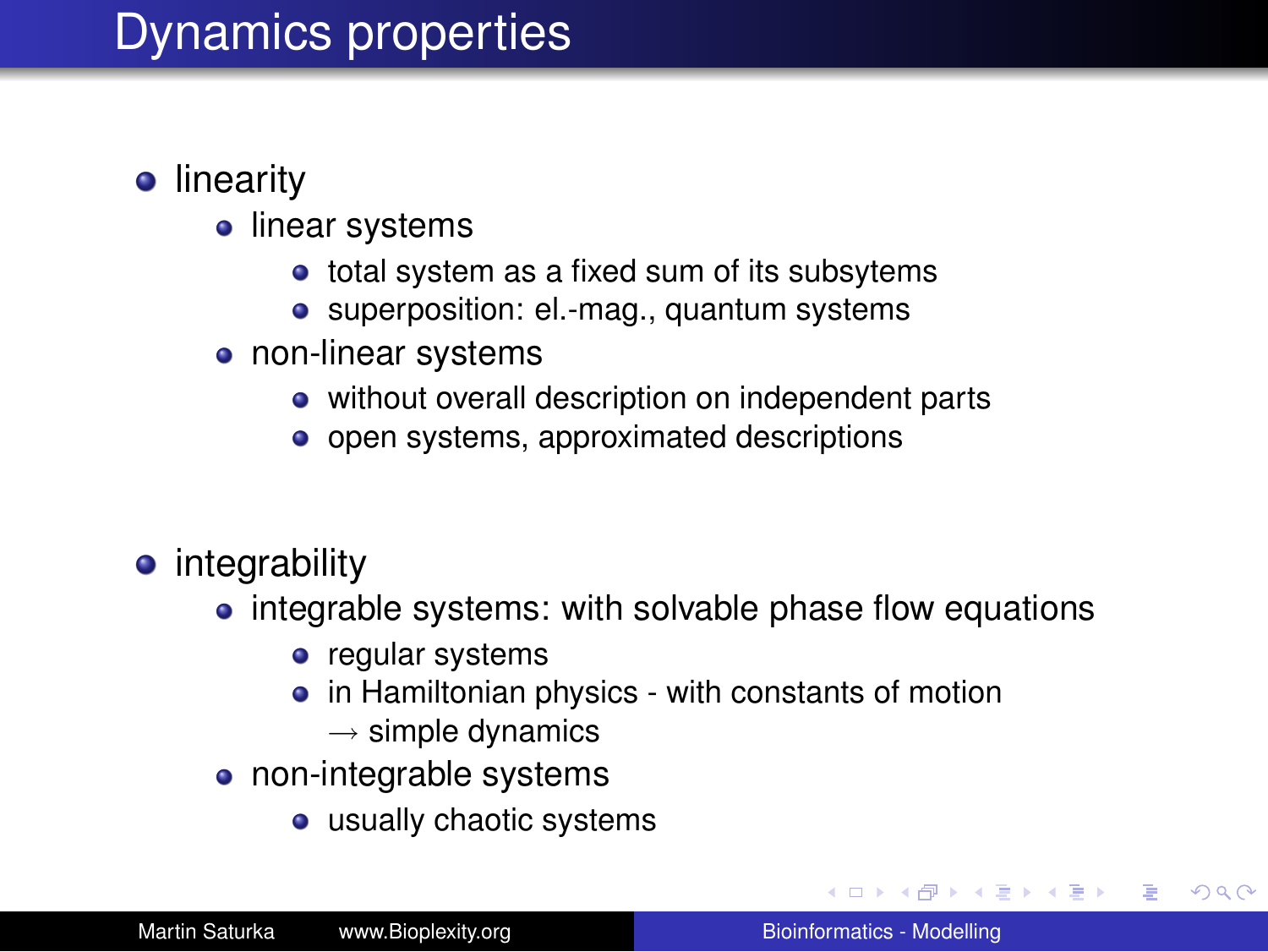# Dynamics properties

- linearity
  - linear systems
    - total system as a fixed sum of its subsystems
    - superposition: el.-mag., quantum systems
  - non-linear systems
    - without overall description on independent parts
    - open systems, approximated descriptions

- integrability
  - integrable systems: with solvable phase flow equations
    - regular systems
    - in Hamiltonian physics - with constants of motion
      $\rightarrow$ simple dynamics
  - non-integrable systems
    - usually chaotic systems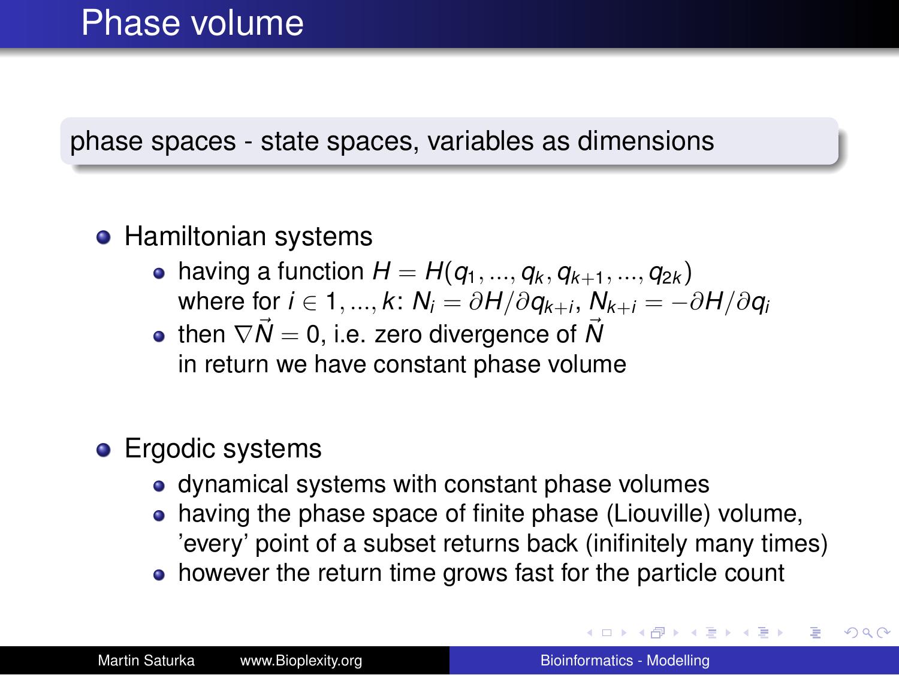# Phase volume

phase spaces - state spaces, variables as dimensions

- Hamiltonian systems
  - having a function $H = H(q_1, ..., q_k, q_{k+1}, ..., q_{2k})$ where for $i \in 1, ..., k$: $N_i = \partial H / \partial q_{k+i}$, $N_{k+i} = -\partial H / \partial q_i$
  - then $\nabla \vec{N} = 0$, i.e. zero divergence of $\vec{N}$ in return we have constant phase volume

- Ergodic systems
  - dynamical systems with constant phase volumes
  - having the phase space of finite phase (Liouville) volume, 'every' point of a subset returns back (inifinitely many times)
  - however the return time grows fast for the particle count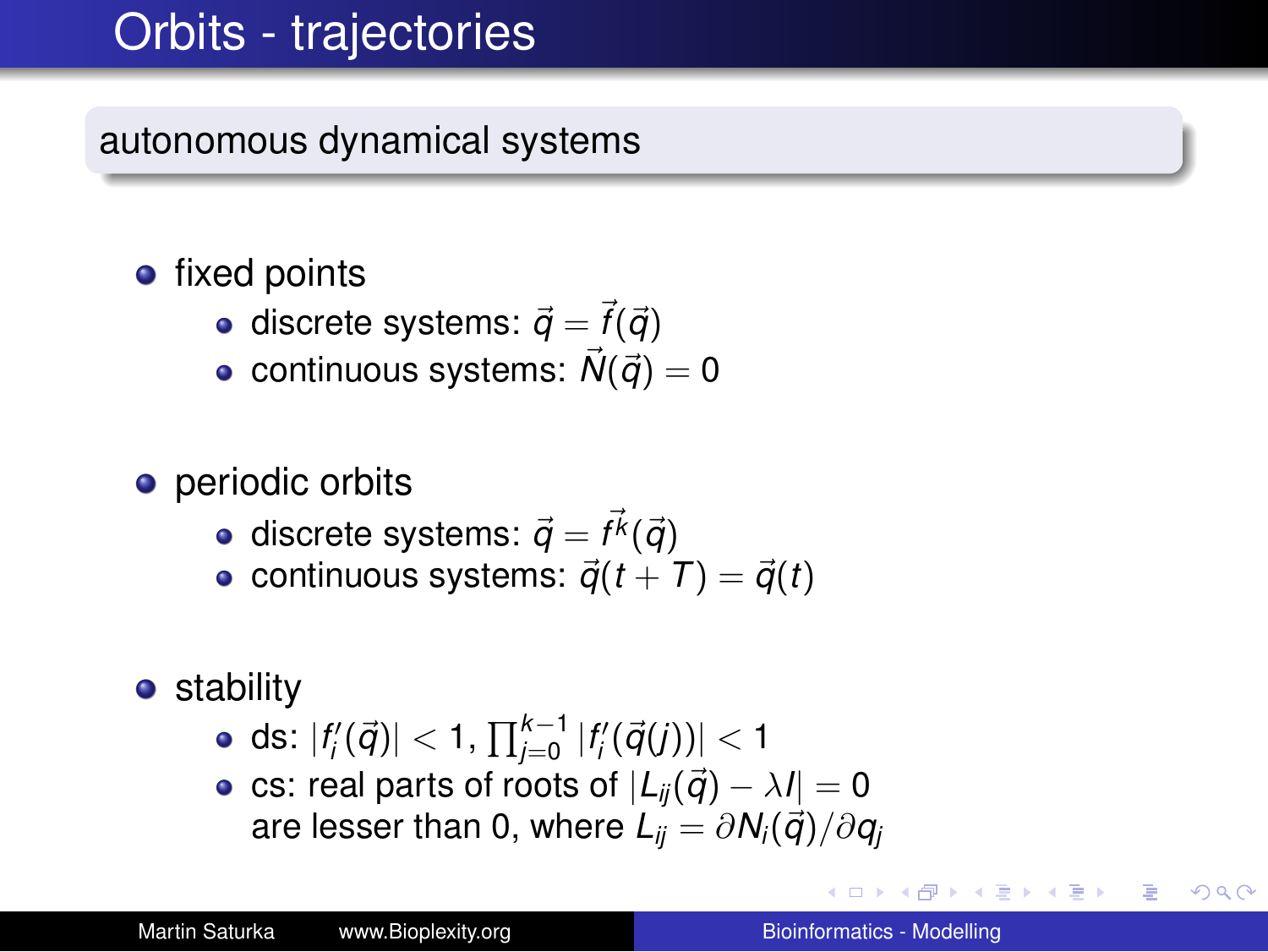# Orbits - trajectories

## autonomous dynamical systems

- fixed points
  - discrete systems: $\vec{q} = \vec{f}(\vec{q})$
  - continuous systems: $\vec{N}(\vec{q}) = 0$
- periodic orbits
  - discrete systems: $\vec{q} = \vec{f^k}(\vec{q})$
  - continuous systems: $\vec{q}(t + T) = \vec{q}(t)$
- stability
  - ds: $|f_i'(\vec{q})| < 1$, $\prod_{j=0}^{k-1} |f_i'(\vec{q}(j))| < 1$
  - cs: real parts of roots of $|L_{ij}(\vec{q}) - \lambda I| = 0$ are lesser than 0, where $L_{ij} = \partial N_i(\vec{q})/\partial q_j$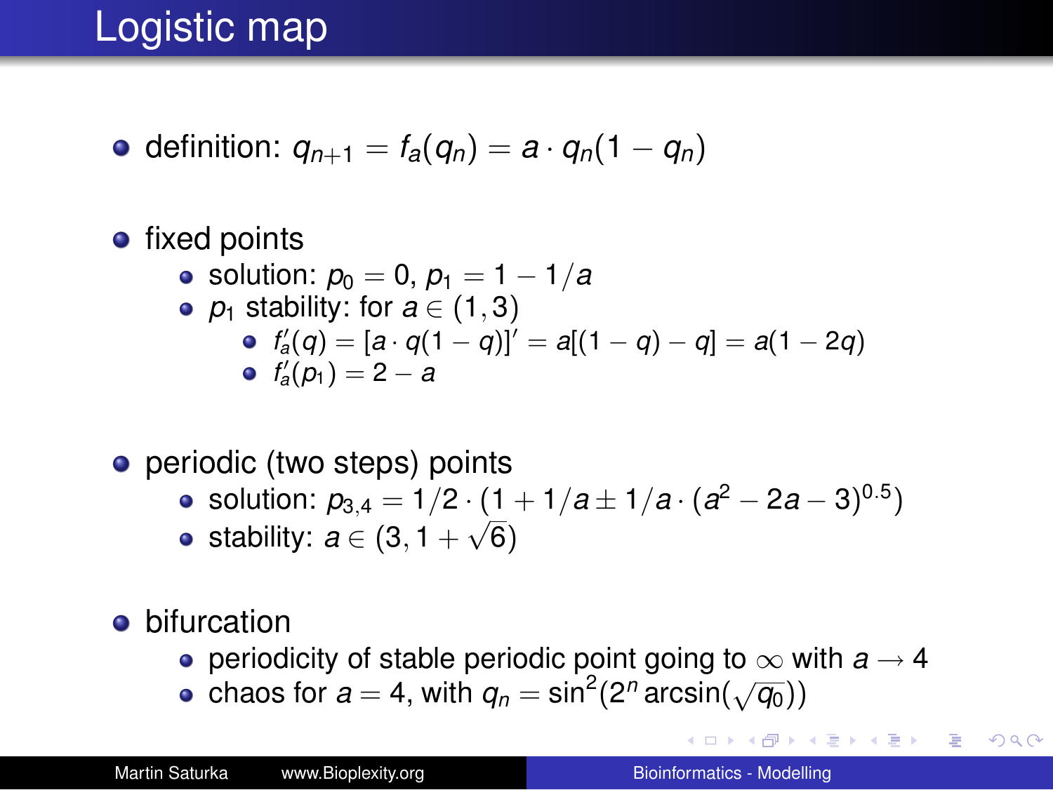# Logistic map

- definition: $q_{n+1} = f_a(q_n) = a \cdot q_n(1 - q_n)$
- fixed points
  - solution: $p_0 = 0$, $p_1 = 1 - 1/a$
  - $p_1$ stability: for $a \in (1, 3)$
    - $f_a'(q) = [a \cdot q(1 - q)]' = a[(1 - q) - q] = a(1 - 2q)$
    - $f_a'(p_1) = 2 - a$
- periodic (two steps) points
  - solution: $p_{3,4} = 1/2 \cdot (1 + 1/a \pm 1/a \cdot (a^2 - 2a - 3)^{0.5})$
  - stability: $a \in (3, 1 + \sqrt{6})$
- bifurcation
  - periodicity of stable periodic point going to $\infty$ with $a \rightarrow 4$
  - chaos for $a = 4$, with $q_n = \sin^2(2^n \arcsin(\sqrt{q_0}))$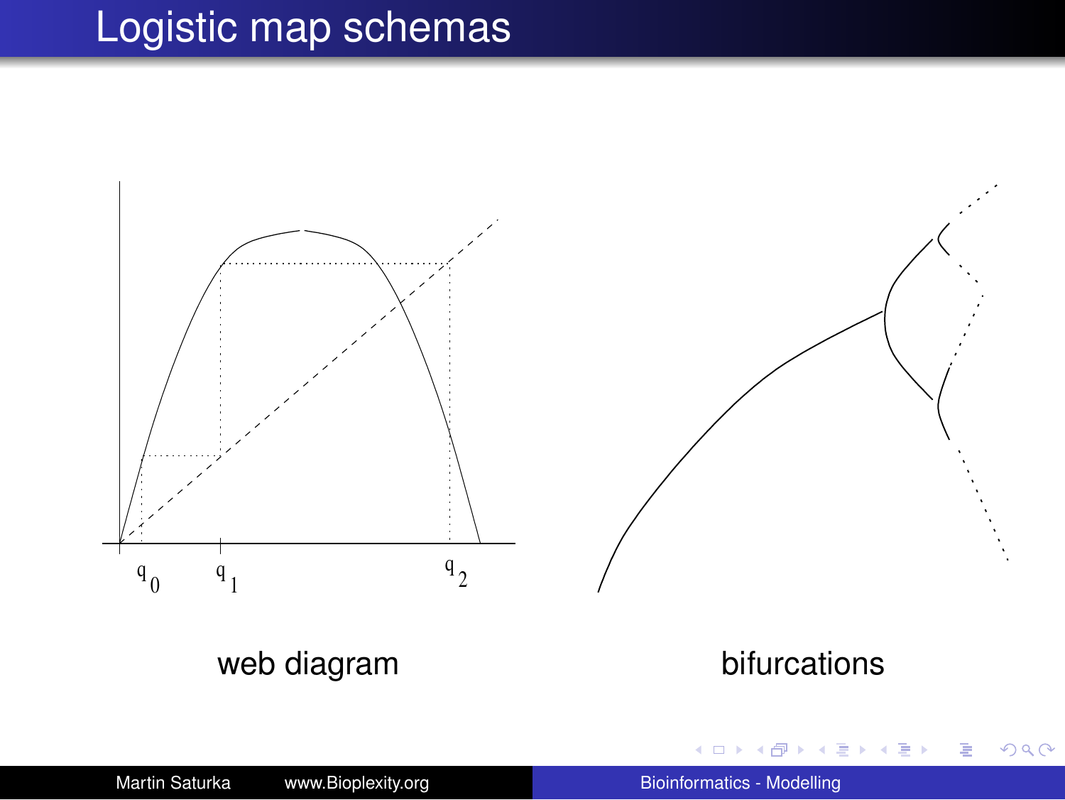# Logistic map schemas

$q_0$ $q_1$ $q_2$

web diagram

bifurcations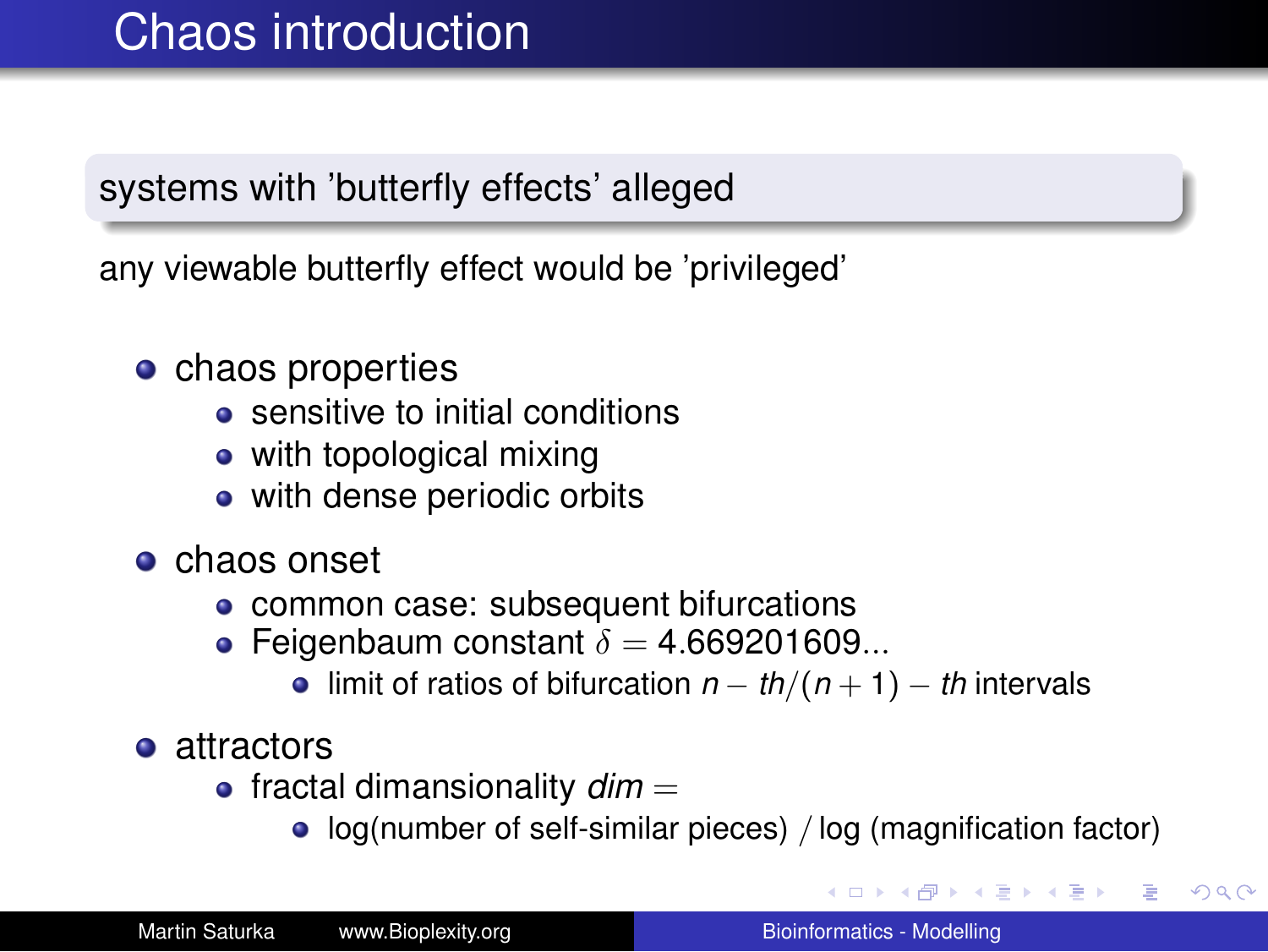# Chaos introduction

## systems with 'butterfly effects' alleged

any viewable butterfly effect would be 'privileged'

- chaos properties
  - sensitive to initial conditions
  - with topological mixing
  - with dense periodic orbits
- chaos onset
  - common case: subsequent bifurcations
  - Feigenbaum constant $\delta = 4.669201609...$
    - limit of ratios of bifurcation $n-th/(n+1)-th$ intervals
- attractors
  - fractal dimansionality $dim =$
    - log(number of self-similar pieces) / log (magnification factor)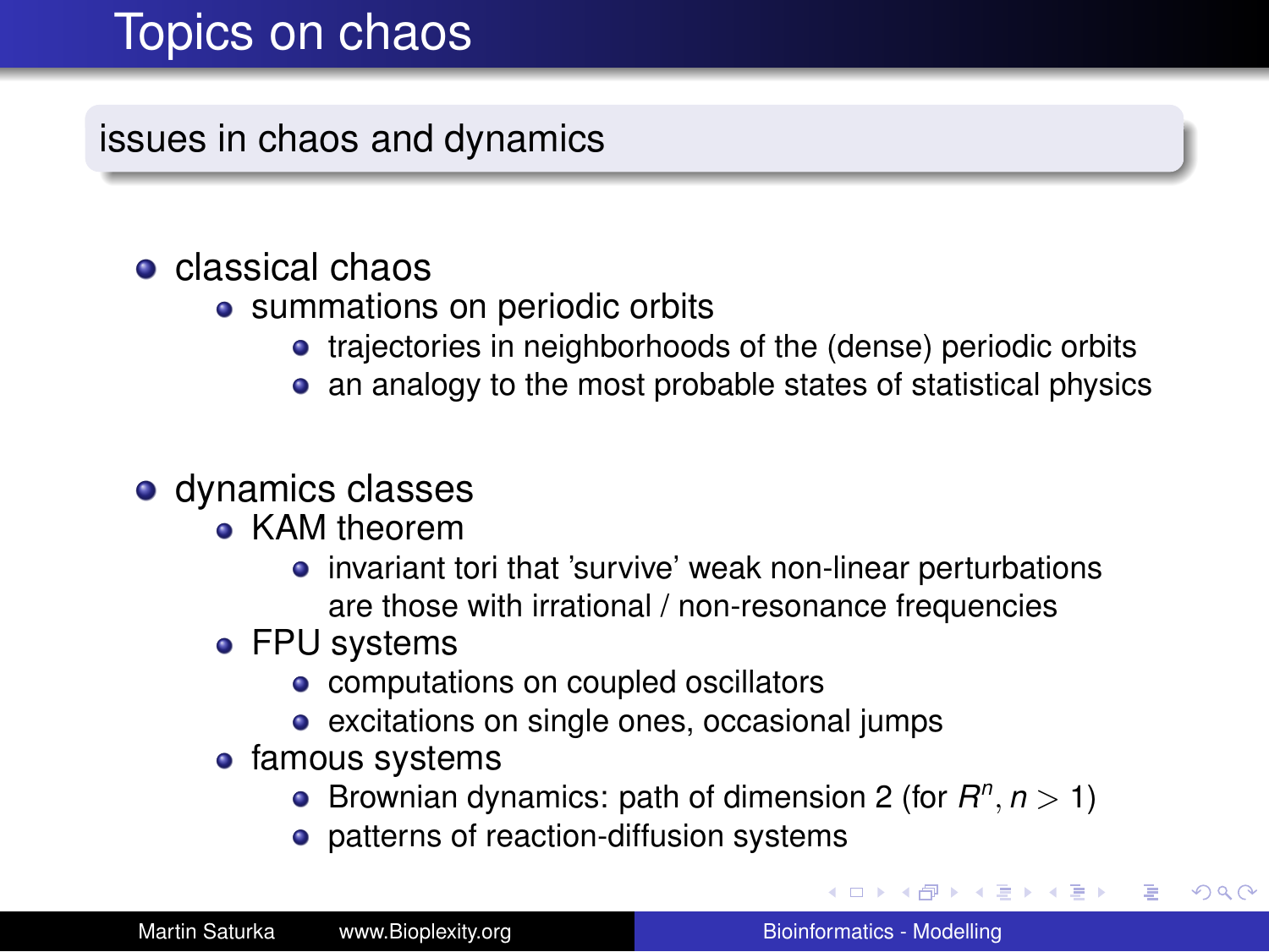# Topics on chaos

## issues in chaos and dynamics

- classical chaos
  - summations on periodic orbits
    - trajectories in neighborhoods of the (dense) periodic orbits
    - an analogy to the most probable states of statistical physics
- dynamics classes
  - KAM theorem
    - invariant tori that 'survive' weak non-linear perturbations are those with irrational / non-resonance frequencies
  - FPU systems
    - computations on coupled oscillators
    - excitations on single ones, occasional jumps
  - famous systems
    - Brownian dynamics: path of dimension 2 (for $R^n, n > 1$)
    - patterns of reaction-diffusion systems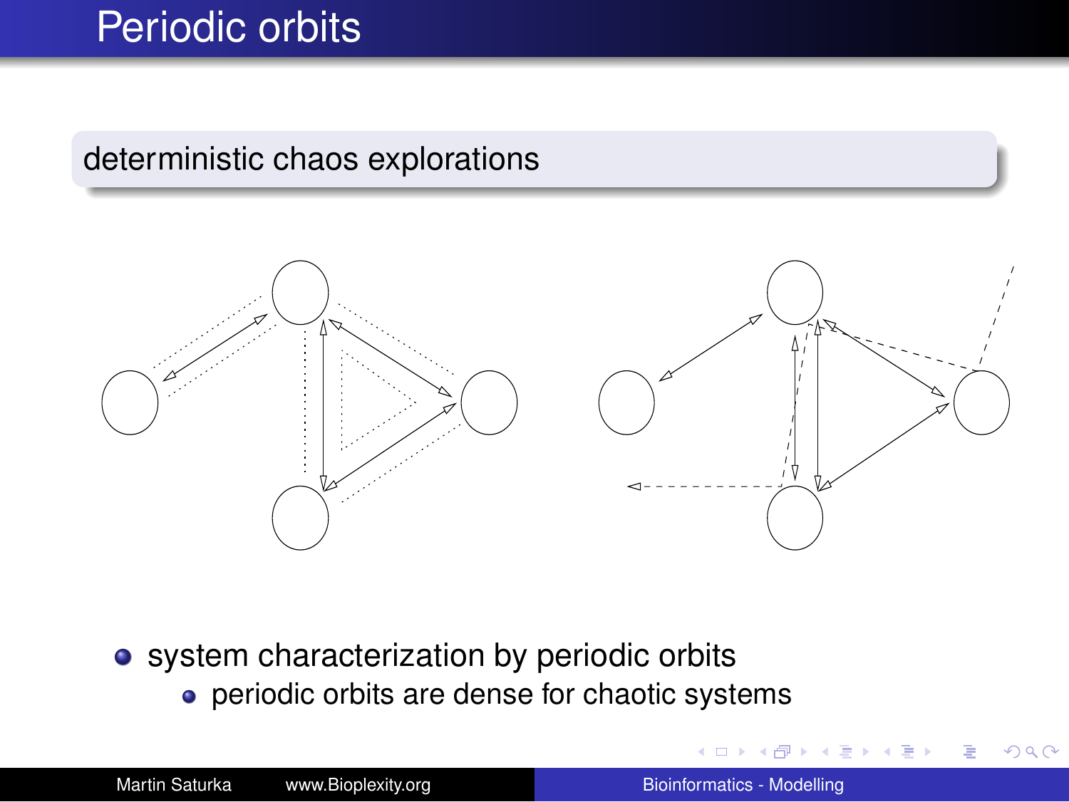# Periodic orbits

## deterministic chaos explorations

- system characterization by periodic orbits
  - periodic orbits are dense for chaotic systems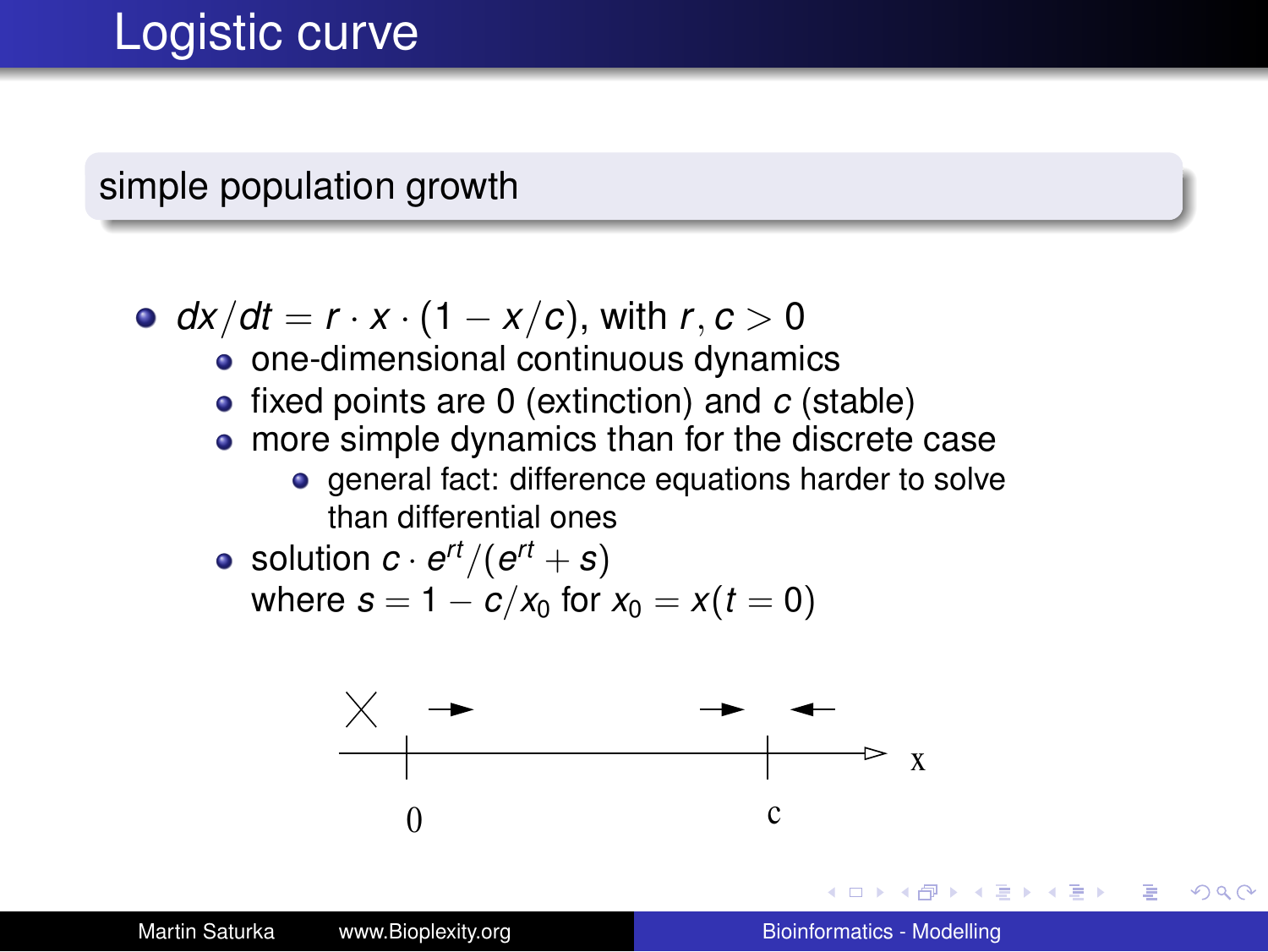# Logistic curve

## simple population growth

- $dx/dt = r \cdot x \cdot (1 - x/c)$, with $r, c > 0$
  - one-dimensional continuous dynamics
  - fixed points are 0 (extinction) and $c$ (stable)
  - more simple dynamics than for the discrete case
    - general fact: difference equations harder to solve than differential ones
  - solution $c \cdot e^{rt}/(e^{rt} + s)$
    where $s = 1 - c/x_0$ for $x_0 = x(t = 0)$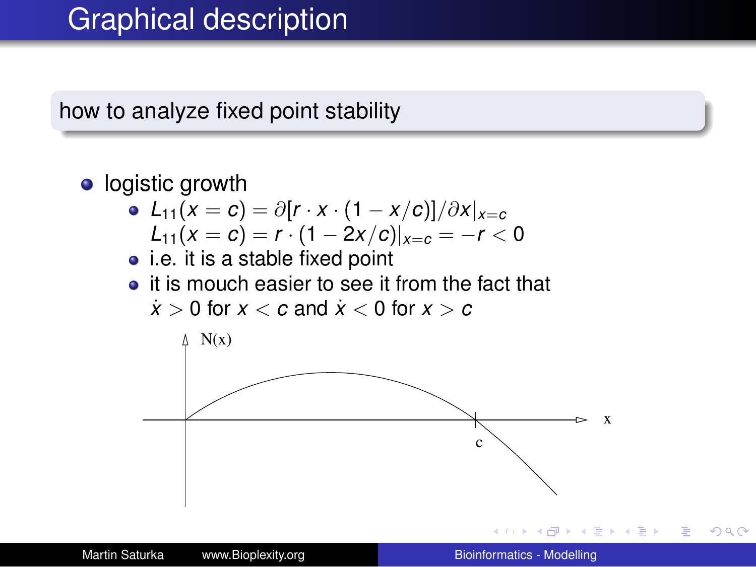# Graphical description

## how to analyze fixed point stability

- logistic growth
  - $L_{11}(x = c) = \partial[r \cdot x \cdot (1 - x/c)]/\partial x|_{x=c}$
    $L_{11}(x = c) = r \cdot (1 - 2x/c)|_{x=c} = -r < 0$
  - i.e. it is a stable fixed point
  - it is mouch easier to see it from the fact that $\dot{x} > 0$ for $x < c$ and $\dot{x} < 0$ for $x > c$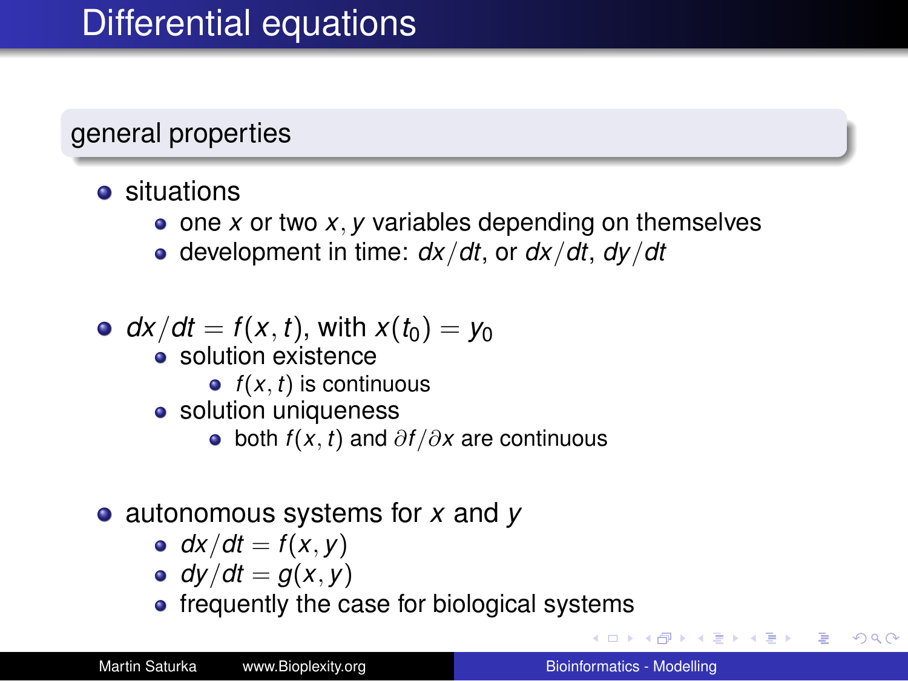# Differential equations

## general properties

- situations
  - one $x$ or two $x, y$ variables depending on themselves
  - development in time: $dx/dt$, or $dx/dt$, $dy/dt$

- $dx/dt = f(x, t)$, with $x(t_0) = y_0$
  - solution existence
    - $f(x, t)$ is continuous
  - solution uniqueness
    - both $f(x, t)$ and $\partial f/\partial x$ are continuous

- autonomous systems for $x$ and $y$
  - $dx/dt = f(x, y)$
  - $dy/dt = g(x, y)$
  - frequently the case for biological systems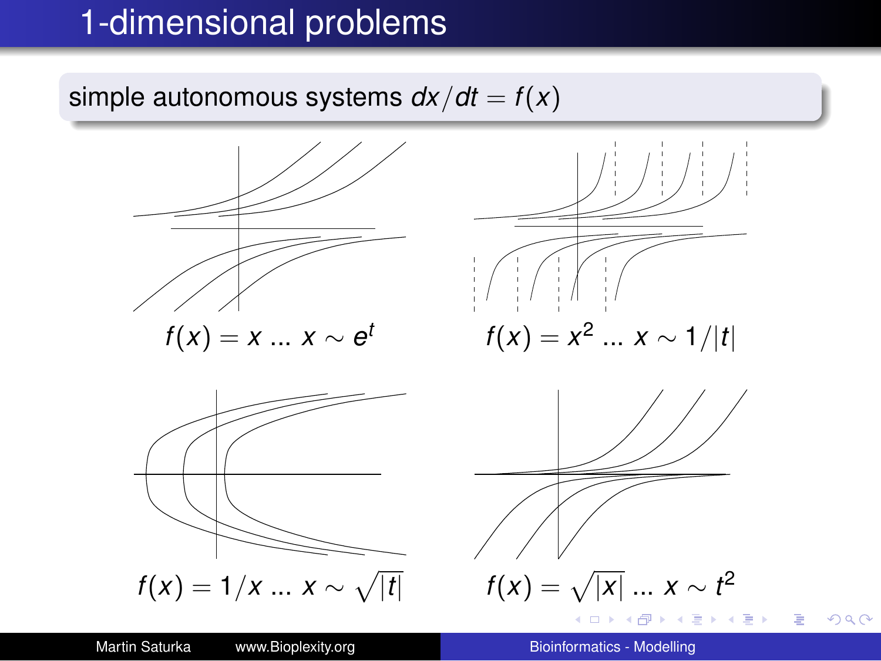# 1-dimensional problems

simple autonomous systems $dx/dt = f(x)$

$f(x) = x$ ... $x \sim e^t$

$f(x) = x^2$ ... $x \sim 1/|t|$

$f(x) = 1/x$ ... $x \sim \sqrt{|t|}$

$f(x) = \sqrt{|x|}$ ... $x \sim t^2$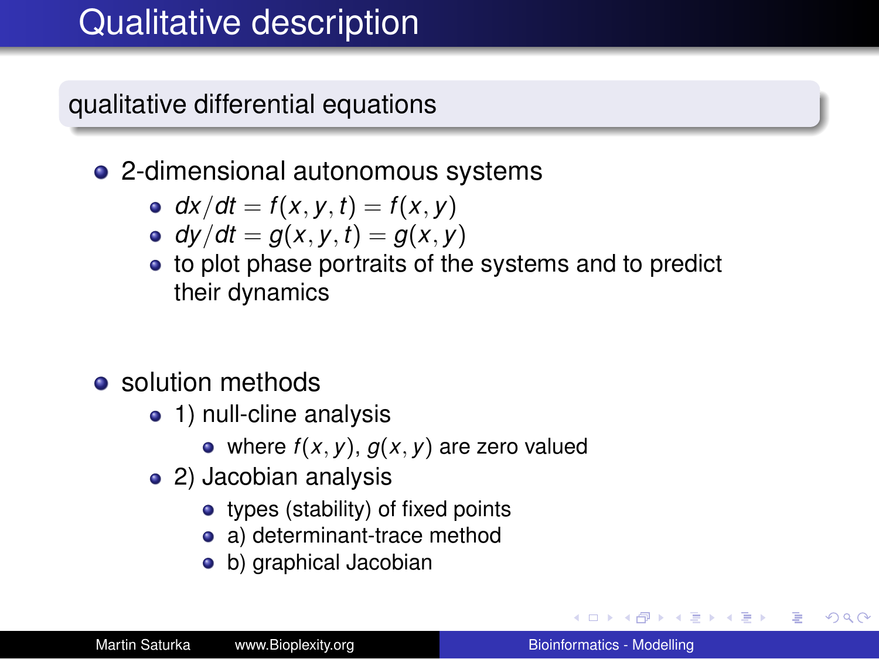# Qualitative description

## qualitative differential equations

- 2-dimensional autonomous systems
  - $dx/dt = f(x, y, t) = f(x, y)$
  - $dy/dt = g(x, y, t) = g(x, y)$
  - to plot phase portraits of the systems and to predict their dynamics

- solution methods
  - 1) null-cline analysis
    - where $f(x, y)$, $g(x, y)$ are zero valued
  - 2) Jacobian analysis
    - types (stability) of fixed points
    - a) determinant-trace method
    - b) graphical Jacobian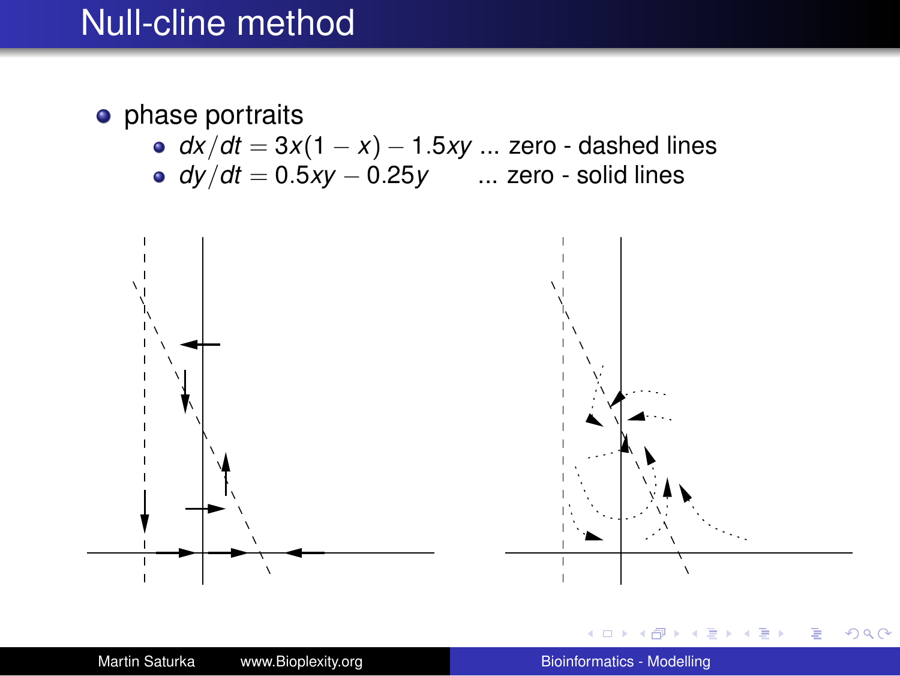# Null-cline method

- phase portraits
  - $dx/dt = 3x(1-x) - 1.5xy$ ... zero - dashed lines
  - $dy/dt = 0.5xy - 0.25y$ ... zero - solid lines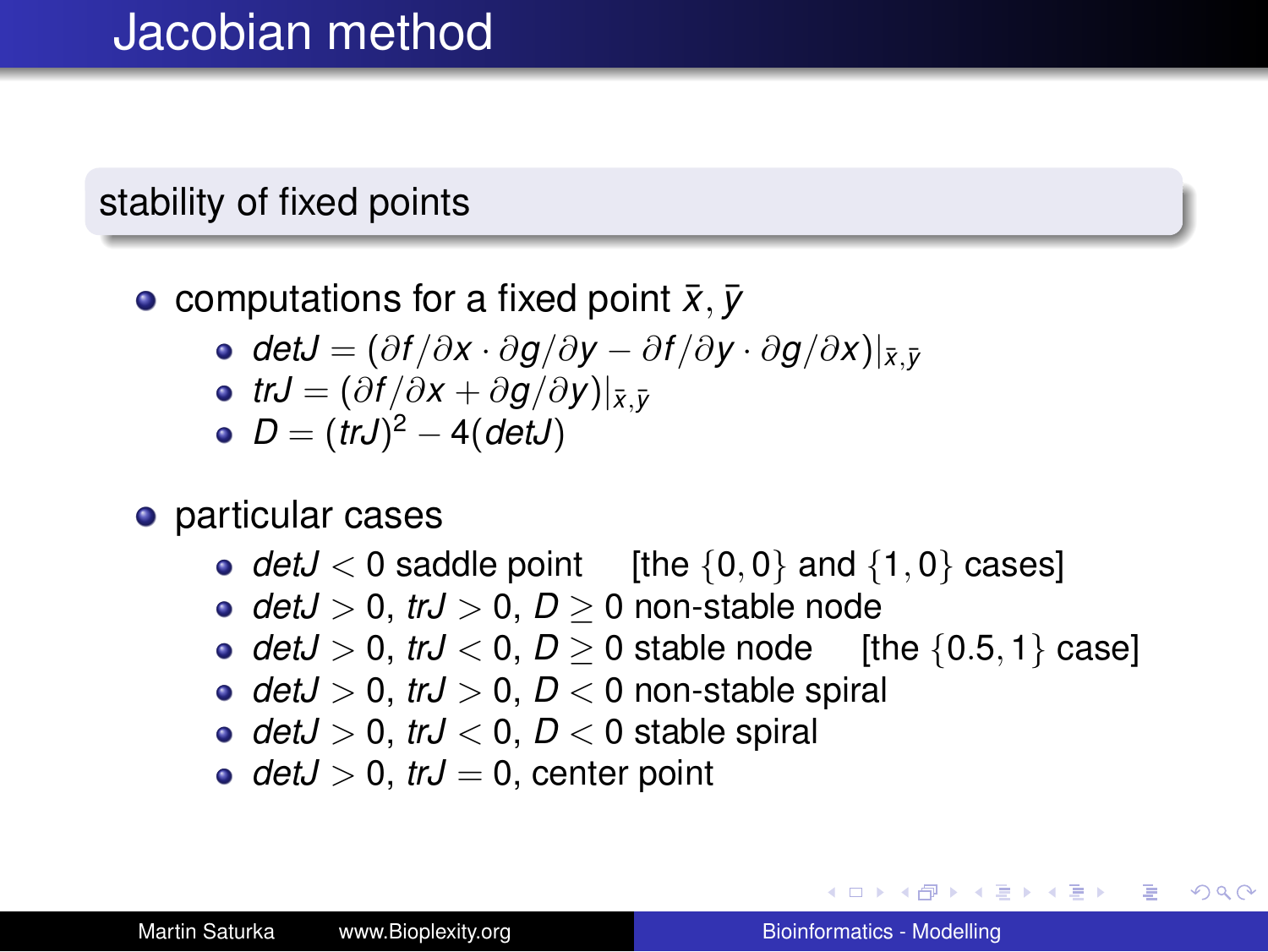# Jacobian method

## stability of fixed points

- computations for a fixed point $\bar{x}, \bar{y}$
  - $detJ = (\partial f/\partial x \cdot \partial g/\partial y - \partial f/\partial y \cdot \partial g/\partial x)|_{\bar{x},\bar{y}}$
  - $trJ = (\partial f/\partial x + \partial g/\partial y)|_{\bar{x},\bar{y}}$
  - $D = (trJ)^2 - 4(detJ)$
- particular cases
  - $detJ < 0$ saddle point [the $\{0, 0\}$ and $\{1, 0\}$ cases]
  - $detJ > 0$, $trJ > 0$, $D \geq 0$ non-stable node
  - $detJ > 0$, $trJ < 0$, $D \geq 0$ stable node [the $\{0.5, 1\}$ case]
  - $detJ > 0$, $trJ > 0$, $D < 0$ non-stable spiral
  - $detJ > 0$, $trJ < 0$, $D < 0$ stable spiral
  - $detJ > 0$, $trJ = 0$, center point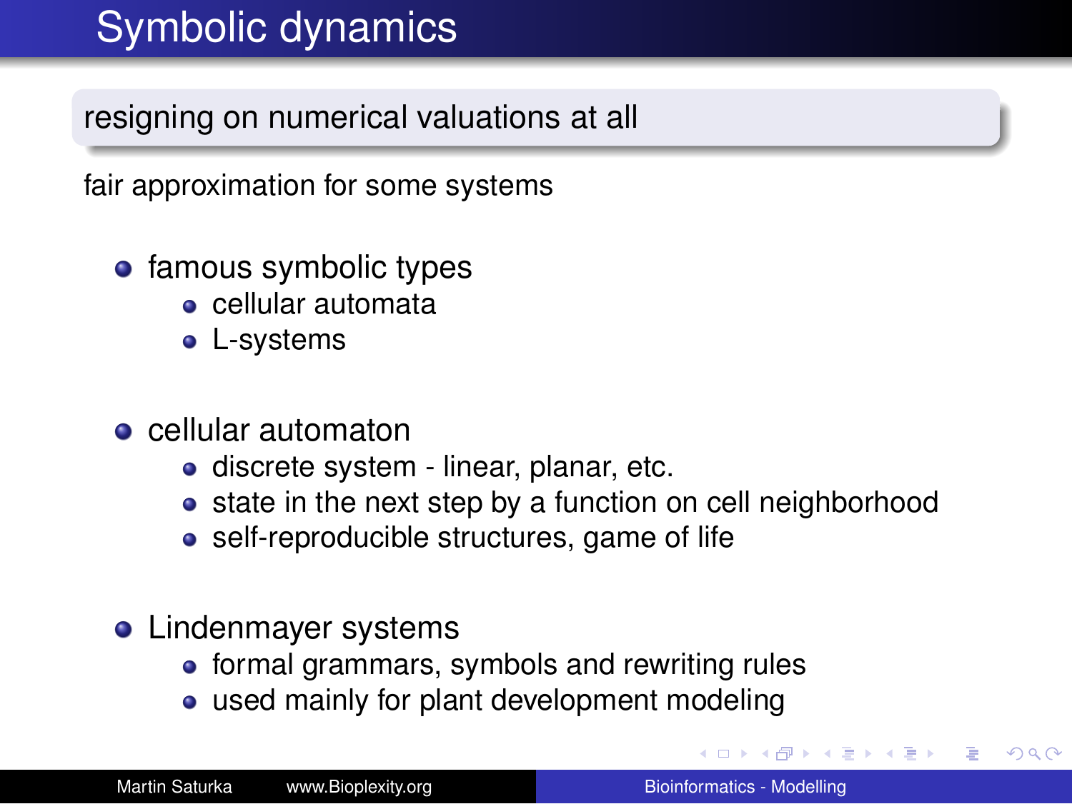# Symbolic dynamics

**resigning on numerical valuations at all**

fair approximation for some systems

- famous symbolic types
  - cellular automata
  - L-systems

- cellular automaton
  - discrete system - linear, planar, etc.
  - state in the next step by a function on cell neighborhood
  - self-reproducible structures, game of life

- Lindenmayer systems
  - formal grammars, symbols and rewriting rules
  - used mainly for plant development modeling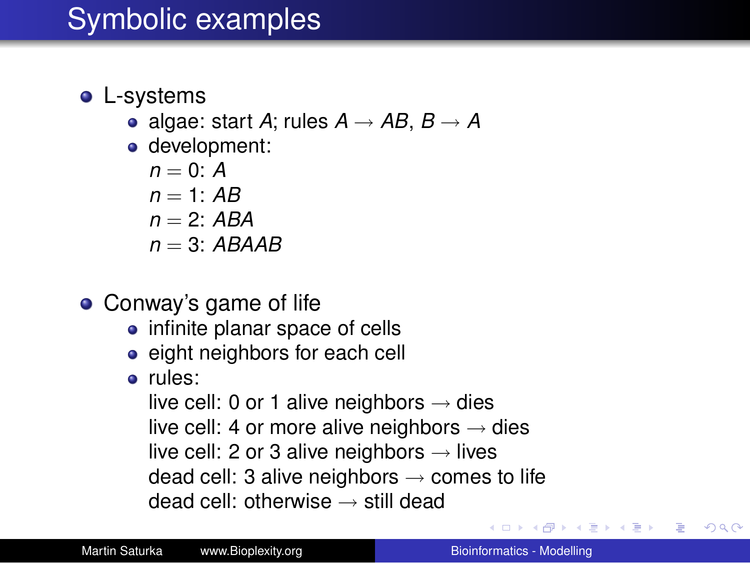# Symbolic examples

- L-systems
  - algae: start $A$; rules $A \rightarrow AB$, $B \rightarrow A$
  - development:
    $n = 0$: $A$
    $n = 1$: $AB$
    $n = 2$: $ABA$
    $n = 3$: $ABAAB$

- Conway's game of life
  - infinite planar space of cells
  - eight neighbors for each cell
  - rules:
    live cell: 0 or 1 alive neighbors $\rightarrow$ dies
    live cell: 4 or more alive neighbors $\rightarrow$ dies
    live cell: 2 or 3 alive neighbors $\rightarrow$ lives
    dead cell: 3 alive neighbors $\rightarrow$ comes to life
    dead cell: otherwise $\rightarrow$ still dead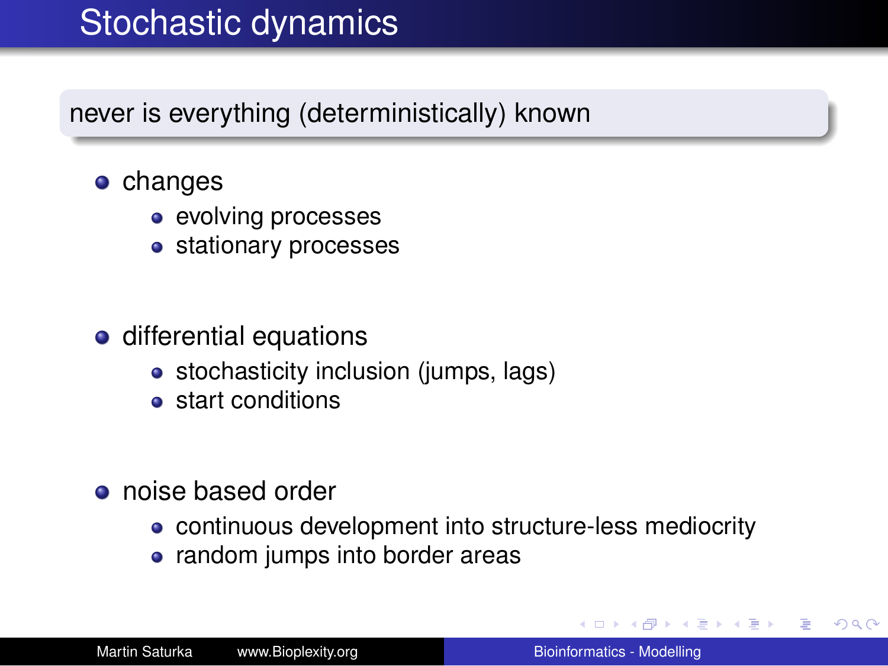# Stochastic dynamics

never is everything (deterministically) known

- changes
  - evolving processes
  - stationary processes

- differential equations
  - stochasticity inclusion (jumps, lags)
  - start conditions

- noise based order
  - continuous development into structure-less mediocrity
  - random jumps into border areas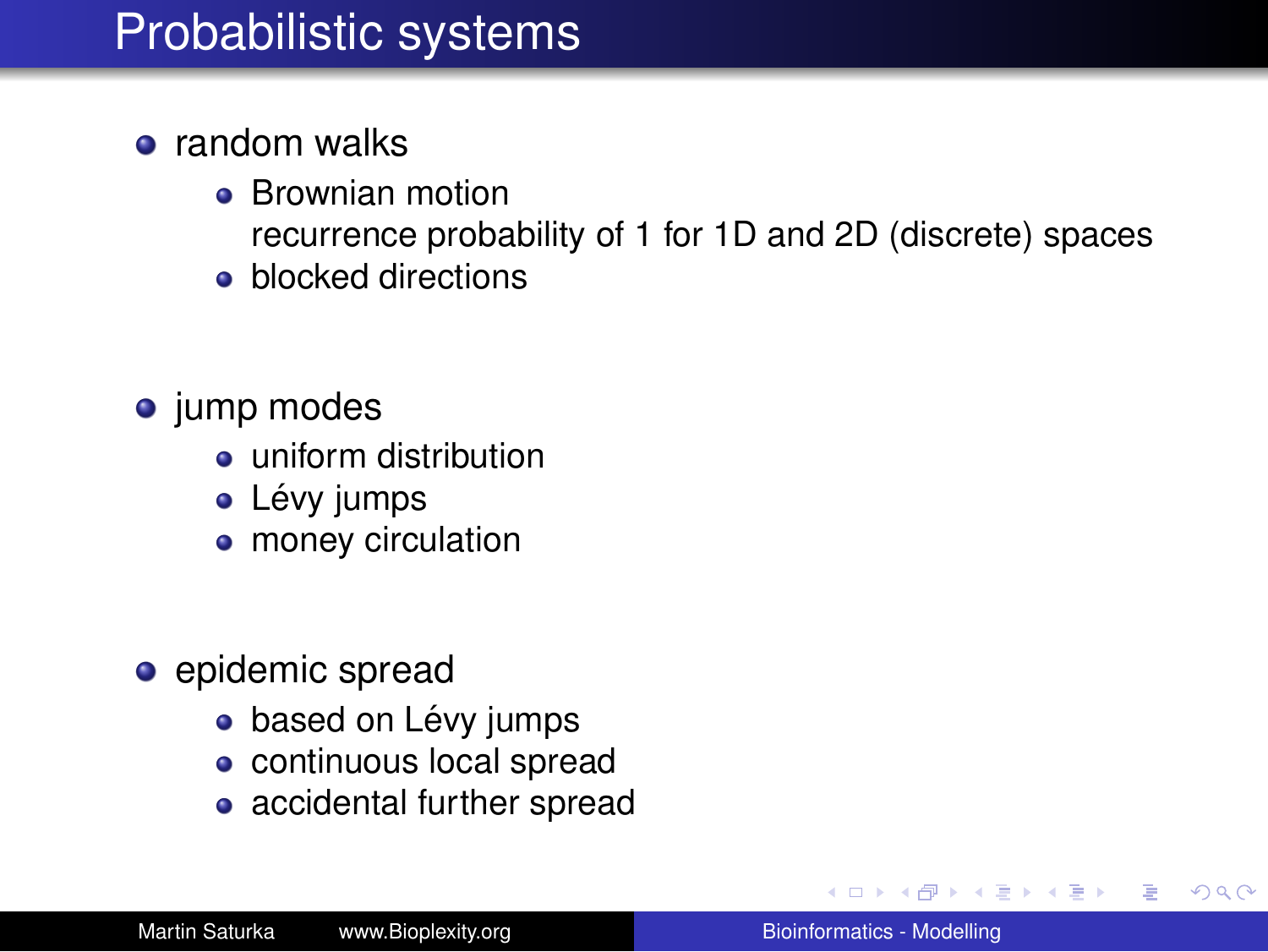# Probabilistic systems

- random walks
  - Brownian motion
    recurrence probability of 1 for 1D and 2D (discrete) spaces
  - blocked directions

- jump modes
  - uniform distribution
  - Lévy jumps
  - money circulation

- epidemic spread
  - based on Lévy jumps
  - continuous local spread
  - accidental further spread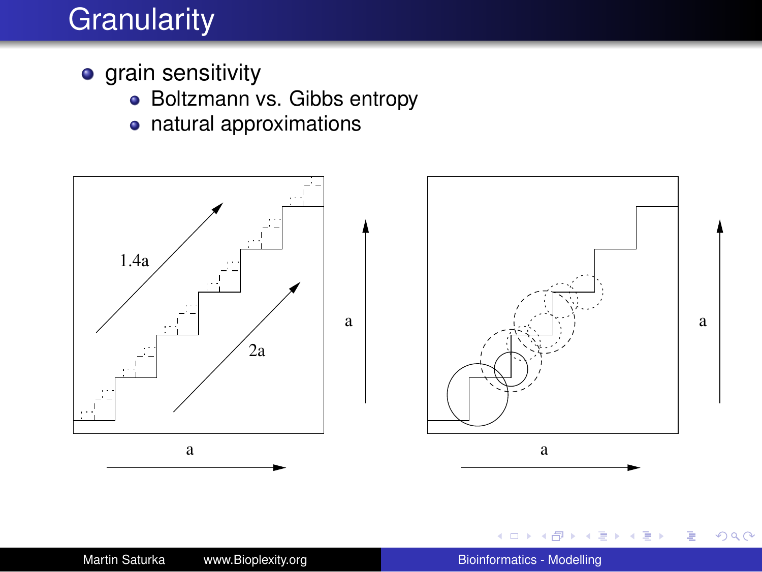# Granularity

- grain sensitivity
  - Boltzmann vs. Gibbs entropy
  - natural approximations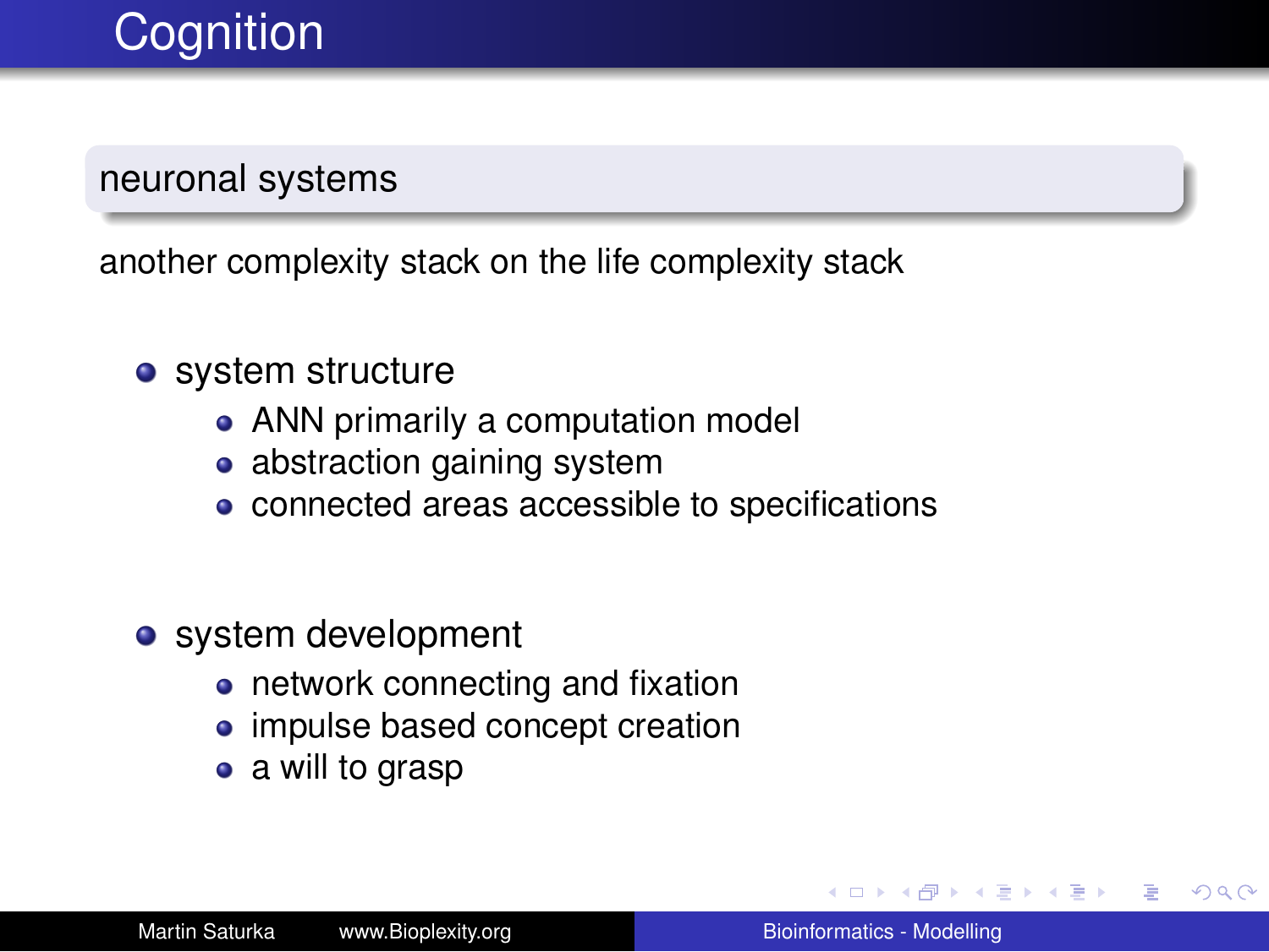# Cognition

## neuronal systems

another complexity stack on the life complexity stack

- system structure
  - ANN primarily a computation model
  - abstraction gaining system
  - connected areas accessible to specifications
- system development
  - network connecting and fixation
  - impulse based concept creation
  - a will to grasp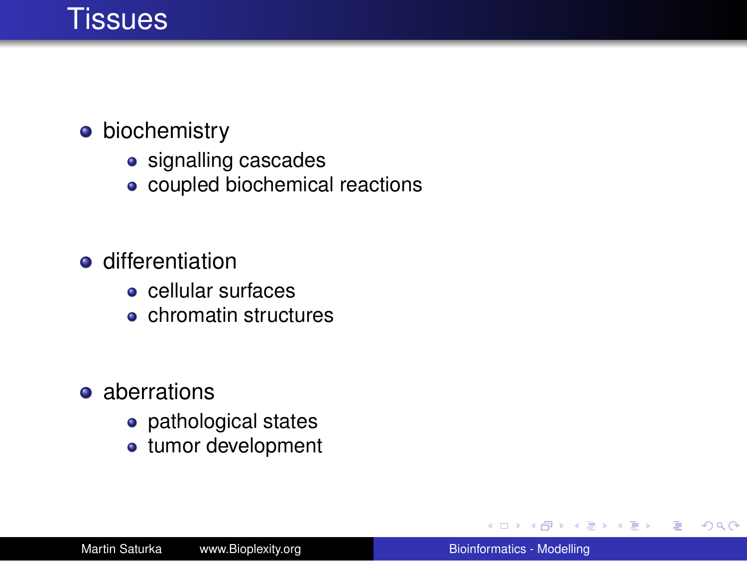# Tissues

- biochemistry
  - signalling cascades
  - coupled biochemical reactions
- differentiation
  - cellular surfaces
  - chromatin structures
- aberrations
  - pathological states
  - tumor development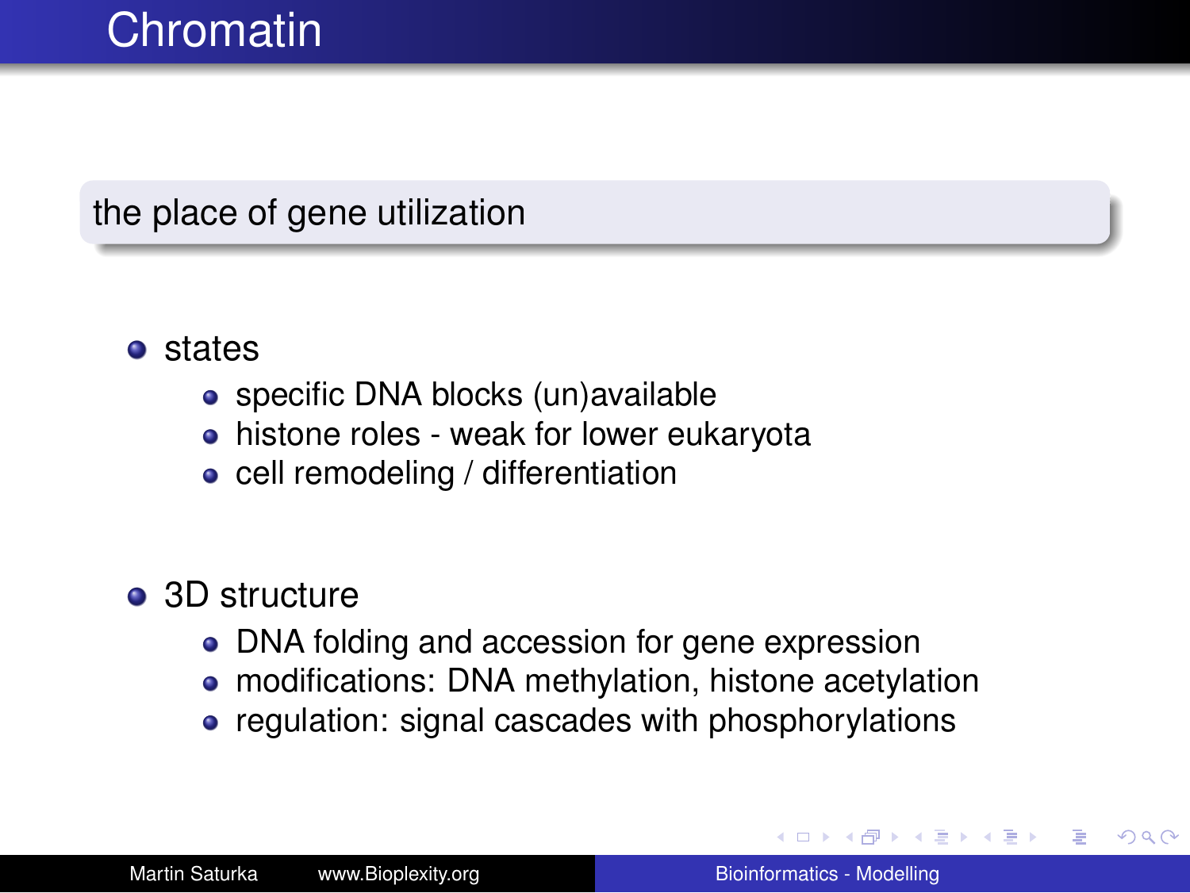# Chromatin

**the place of gene utilization**

- states
  - specific DNA blocks (un)available
  - histone roles - weak for lower eukaryota
  - cell remodeling / differentiation
- 3D structure
  - DNA folding and accession for gene expression
  - modifications: DNA methylation, histone acetylation
  - regulation: signal cascades with phosphorylations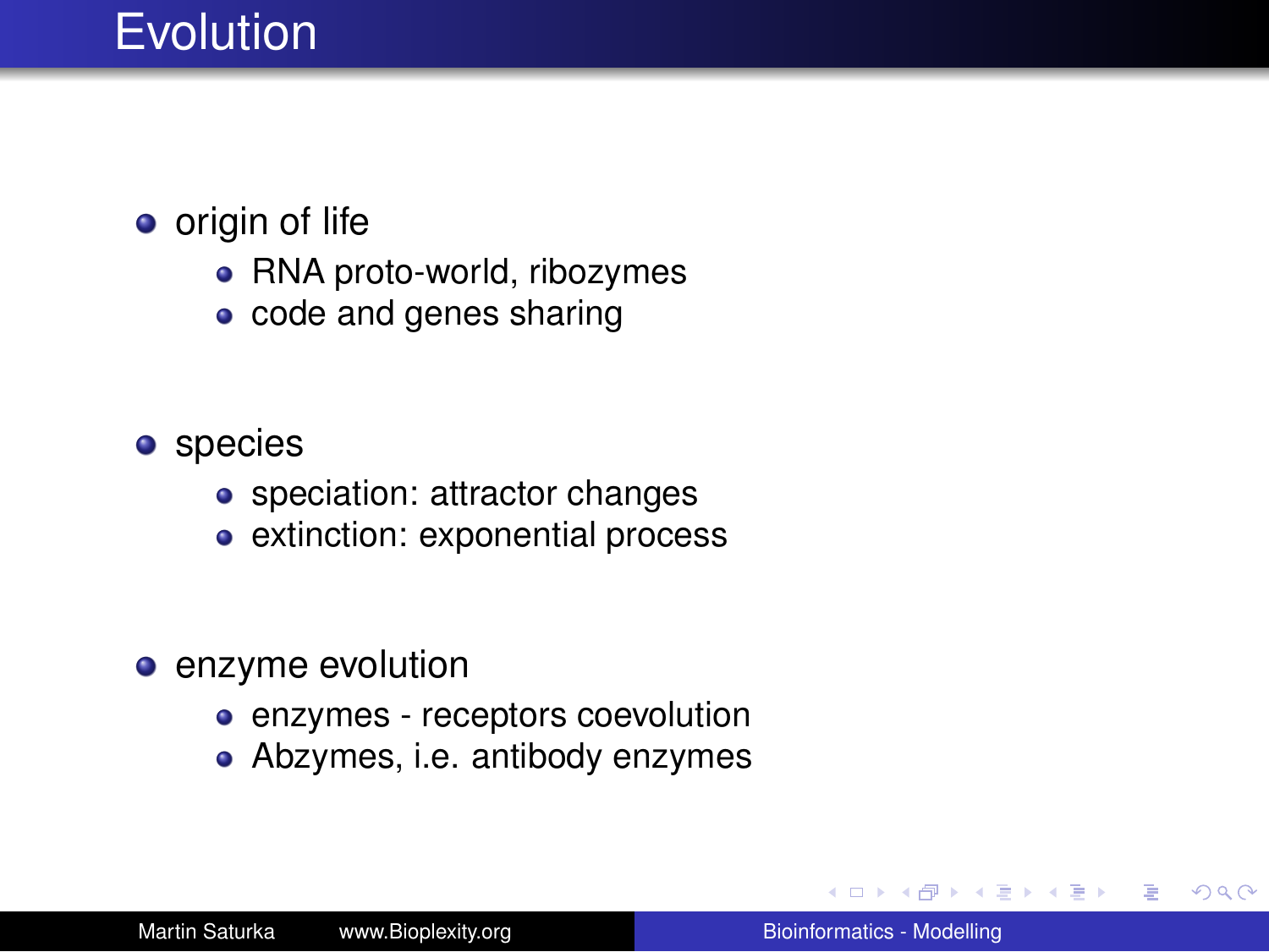# Evolution

- origin of life
  - RNA proto-world, ribozymes
  - code and genes sharing
- species
  - speciation: attractor changes
  - extinction: exponential process
- enzyme evolution
  - enzymes - receptors coevolution
  - Abzymes, i.e. antibody enzymes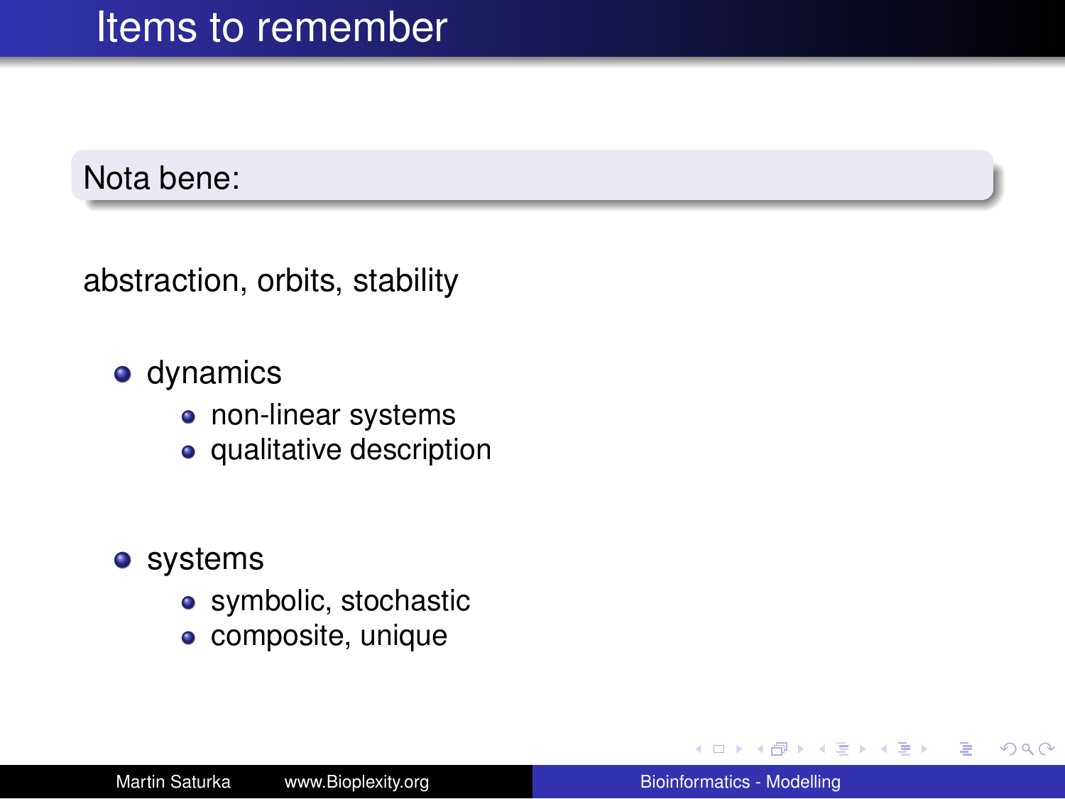# Items to remember

**Nota bene:**

abstraction, orbits, stability

- dynamics
  - non-linear systems
  - qualitative description

- systems
  - symbolic, stochastic
  - composite, unique